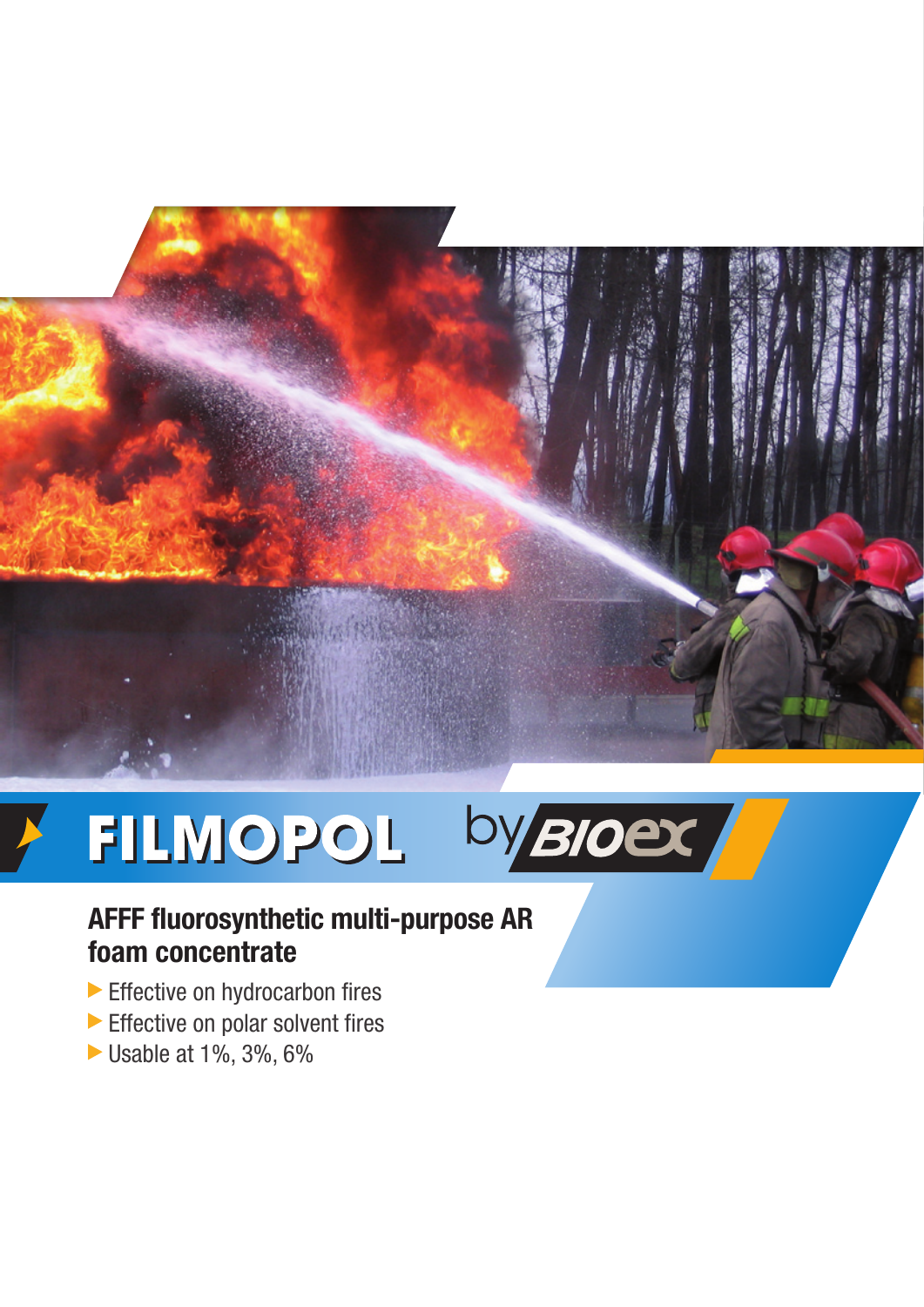# FILMOPOL by BIOEX

## AFFF fluorosynthetic multi-purpose AR foam concentrate

- Effective on hydrocarbon fires
- Effective on polar solvent fires
- Usable at 1%, 3%, 6%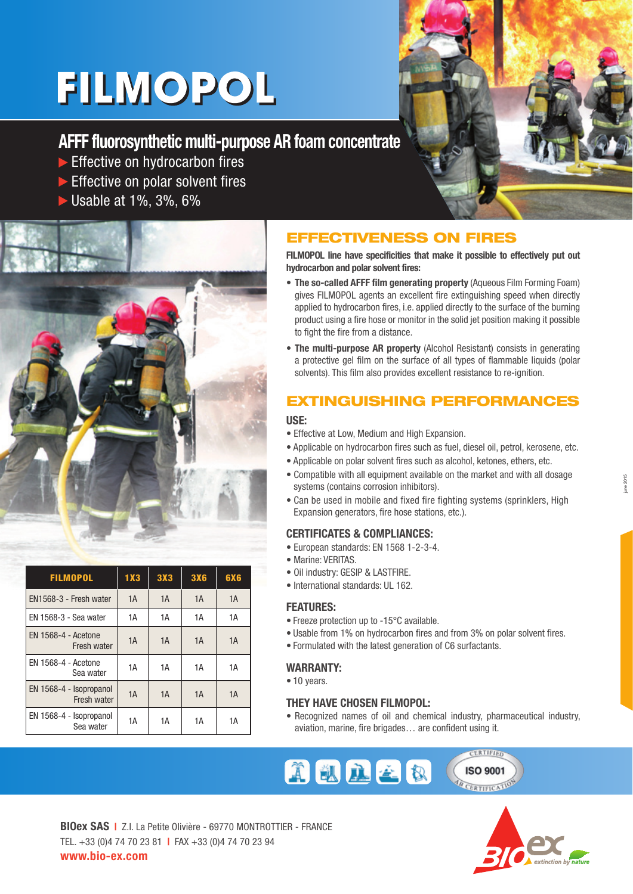# FILMOPOL

## AFFF fluorosynthetic multi-purpose AR foam concentrate

- ▶ Effective on hydrocarbon fires
- ▶ Effective on polar solvent fires
- ▶ Usable at 1%, 3%, 6%

| FILMOPOL | 1X3 | 3X3 | 3X6 | 6X6 |
|---|---|---|---|---|
| EN1568-3 - Fresh water | 1A | 1A | 1A | 1A |
| EN 1568-3 - Sea water | 1A | 1A | 1A | 1A |
| EN 1568-4 - Acetone Fresh water | 1A | 1A | 1A | 1A |
| EN 1568-4 - Acetone Sea water | 1A | 1A | 1A | 1A |
| EN 1568-4 - Isopropanol Fresh water | 1A | 1A | 1A | 1A |
| EN 1568-4 - Isopropanol Sea water | 1A | 1A | 1A | 1A |

## EFFECTIVENESS ON FIRES

**FILMOPOL line have specificities that make it possible to effectively put out hydrocarbon and polar solvent fires:**

- **The so-called AFFF film generating property** (Aqueous Film Forming Foam) gives FILMOPOL agents an excellent fire extinguishing speed when directly applied to hydrocarbon fires, i.e. applied directly to the surface of the burning product using a fire hose or monitor in the solid jet position making it possible to fight the fire from a distance.
- **The multi-purpose AR property** (Alcohol Resistant) consists in generating a protective gel film on the surface of all types of flammable liquids (polar solvents). This film also provides excellent resistance to re-ignition.

## EXTINGUISHING PERFORMANCES

### USE:

- Effective at Low, Medium and High Expansion.
- Applicable on hydrocarbon fires such as fuel, diesel oil, petrol, kerosene, etc.
- Applicable on polar solvent fires such as alcohol, ketones, ethers, etc.
- Compatible with all equipment available on the market and with all dosage systems (contains corrosion inhibitors).
- Can be used in mobile and fixed fire fighting systems (sprinklers, High Expansion generators, fire hose stations, etc.).

### CERTIFICATES & COMPLIANCES:

- European standards: EN 1568 1-2-3-4.
- Marine: VERITAS.
- Oil industry: GESIP & LASTFIRE.
- International standards: UL 162.

### FEATURES:

- Freeze protection up to -15°C available.
- Usable from 1% on hydrocarbon fires and from 3% on polar solvent fires.
- Formulated with the latest generation of C6 surfactants.

### WARRANTY:

- 10 years.

### THEY HAVE CHOSEN FILMOPOL:

- Recognized names of oil and chemical industry, pharmaceutical industry, aviation, marine, fire brigades… are confident using it.

CERTIFIED ISO 9001 AB CERTIFICATION

june 2015

**BIOex SAS** | Z.I. La Petite Olivière - 69770 MONTROTTIER - FRANCE
TEL. +33 (0)4 74 70 23 81 | FAX +33 (0)4 74 70 23 94
**www.bio-ex.com**

BIOex extinction by nature